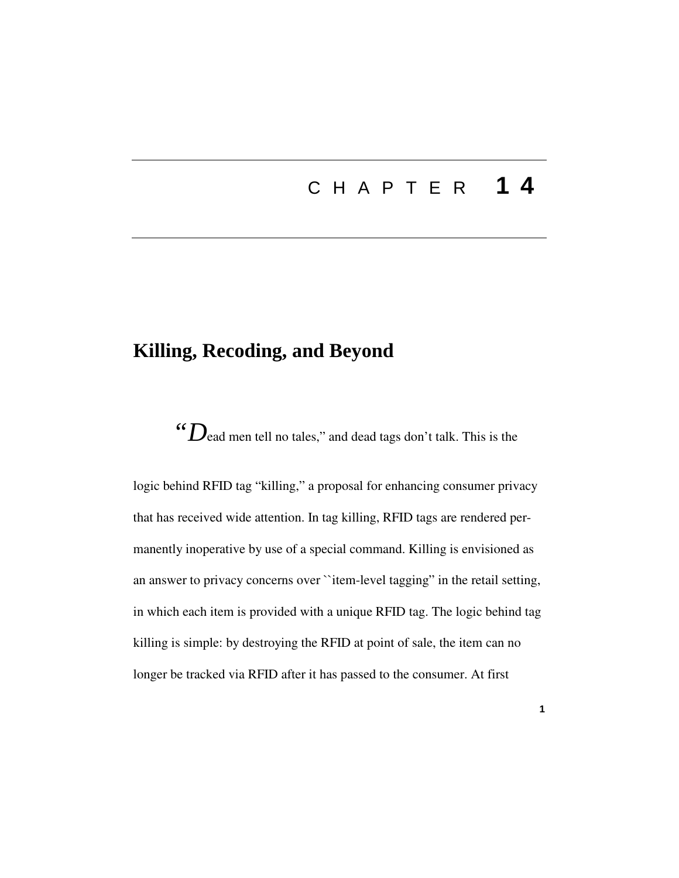# CHAPTER 14

## Killing, Recoding, and Beyond

"Dead men tell no tales," and dead tags don't talk. This is the logic behind RFID tag "killing," a proposal for enhancing consumer privacy that has received wide attention. In tag killing, RFID tags are rendered permanently inoperative by use of a special command. Killing is envisioned as an answer to privacy concerns over ``item-level tagging" in the retail setting, in which each item is provided with a unique RFID tag. The logic behind tag killing is simple: by destroying the RFID at point of sale, the item can no longer be tracked via RFID after it has passed to the consumer. At first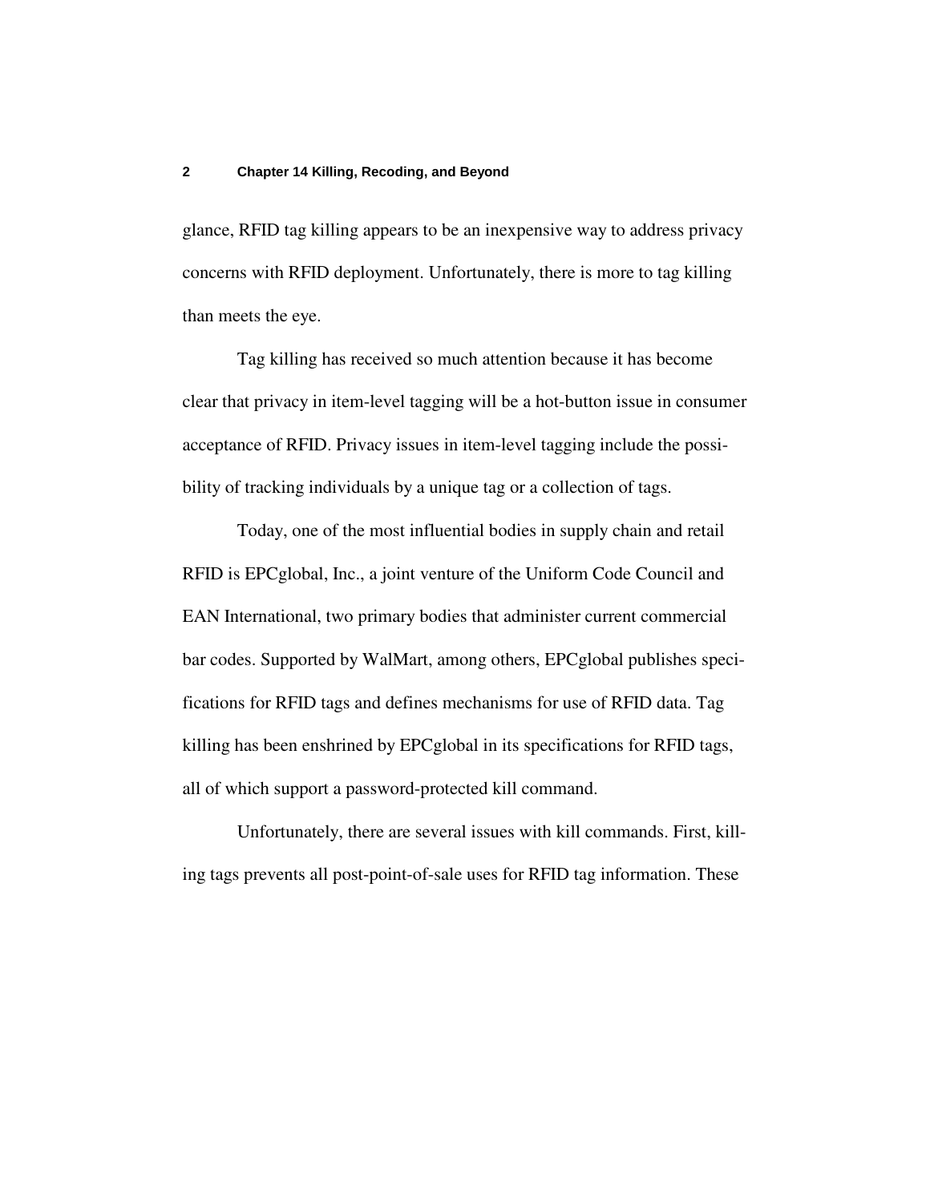glance, RFID tag killing appears to be an inexpensive way to address privacy concerns with RFID deployment. Unfortunately, there is more to tag killing than meets the eye.

Tag killing has received so much attention because it has become clear that privacy in item-level tagging will be a hot-button issue in consumer acceptance of RFID. Privacy issues in item-level tagging include the possibility of tracking individuals by a unique tag or a collection of tags.

Today, one of the most influential bodies in supply chain and retail RFID is EPCglobal, Inc., a joint venture of the Uniform Code Council and EAN International, two primary bodies that administer current commercial bar codes. Supported by WalMart, among others, EPCglobal publishes specifications for RFID tags and defines mechanisms for use of RFID data. Tag killing has been enshrined by EPCglobal in its specifications for RFID tags, all of which support a password-protected kill command.

Unfortunately, there are several issues with kill commands. First, killing tags prevents all post-point-of-sale uses for RFID tag information. These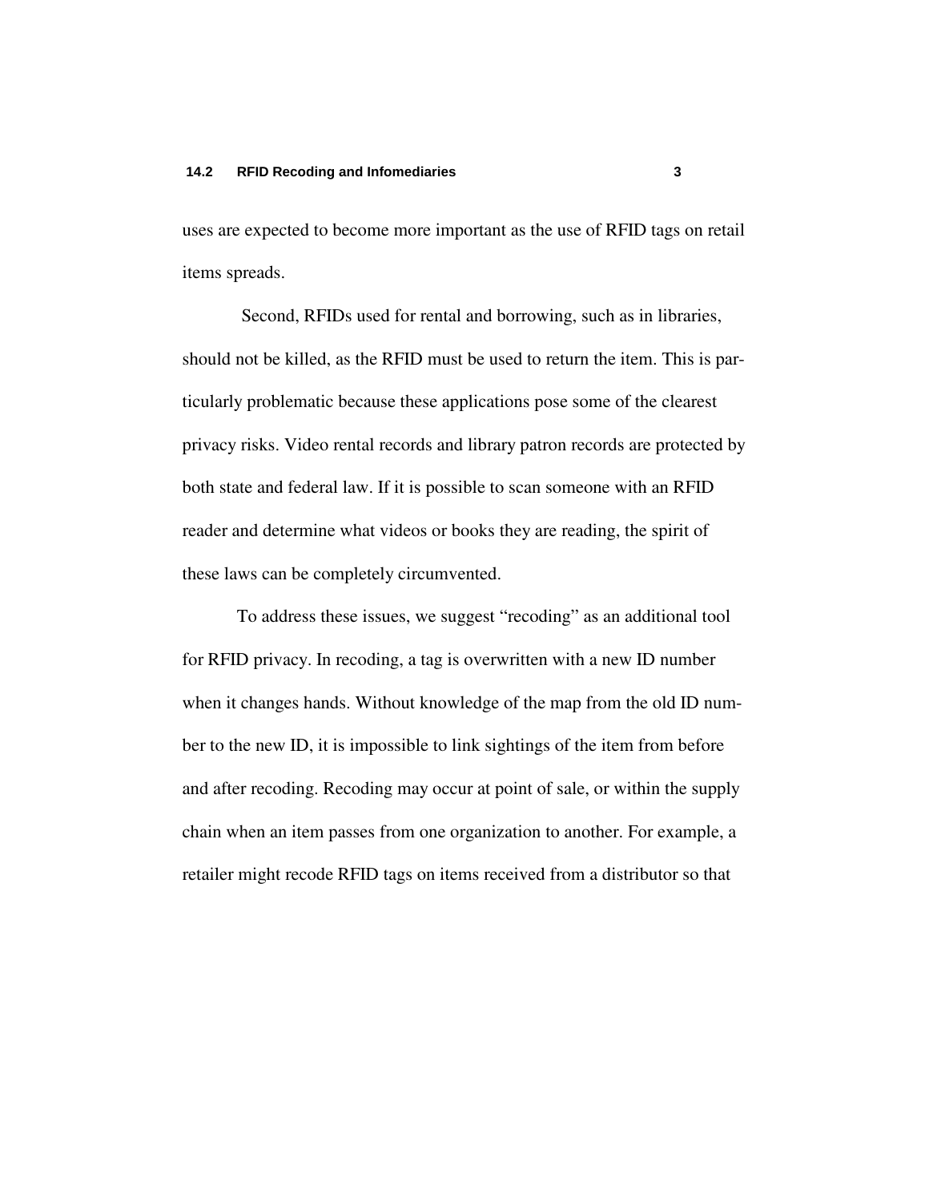uses are expected to become more important as the use of RFID tags on retail items spreads.

Second, RFIDs used for rental and borrowing, such as in libraries, should not be killed, as the RFID must be used to return the item. This is particularly problematic because these applications pose some of the clearest privacy risks. Video rental records and library patron records are protected by both state and federal law. If it is possible to scan someone with an RFID reader and determine what videos or books they are reading, the spirit of these laws can be completely circumvented.

To address these issues, we suggest "recoding" as an additional tool for RFID privacy. In recoding, a tag is overwritten with a new ID number when it changes hands. Without knowledge of the map from the old ID number to the new ID, it is impossible to link sightings of the item from before and after recoding. Recoding may occur at point of sale, or within the supply chain when an item passes from one organization to another. For example, a retailer might recode RFID tags on items received from a distributor so that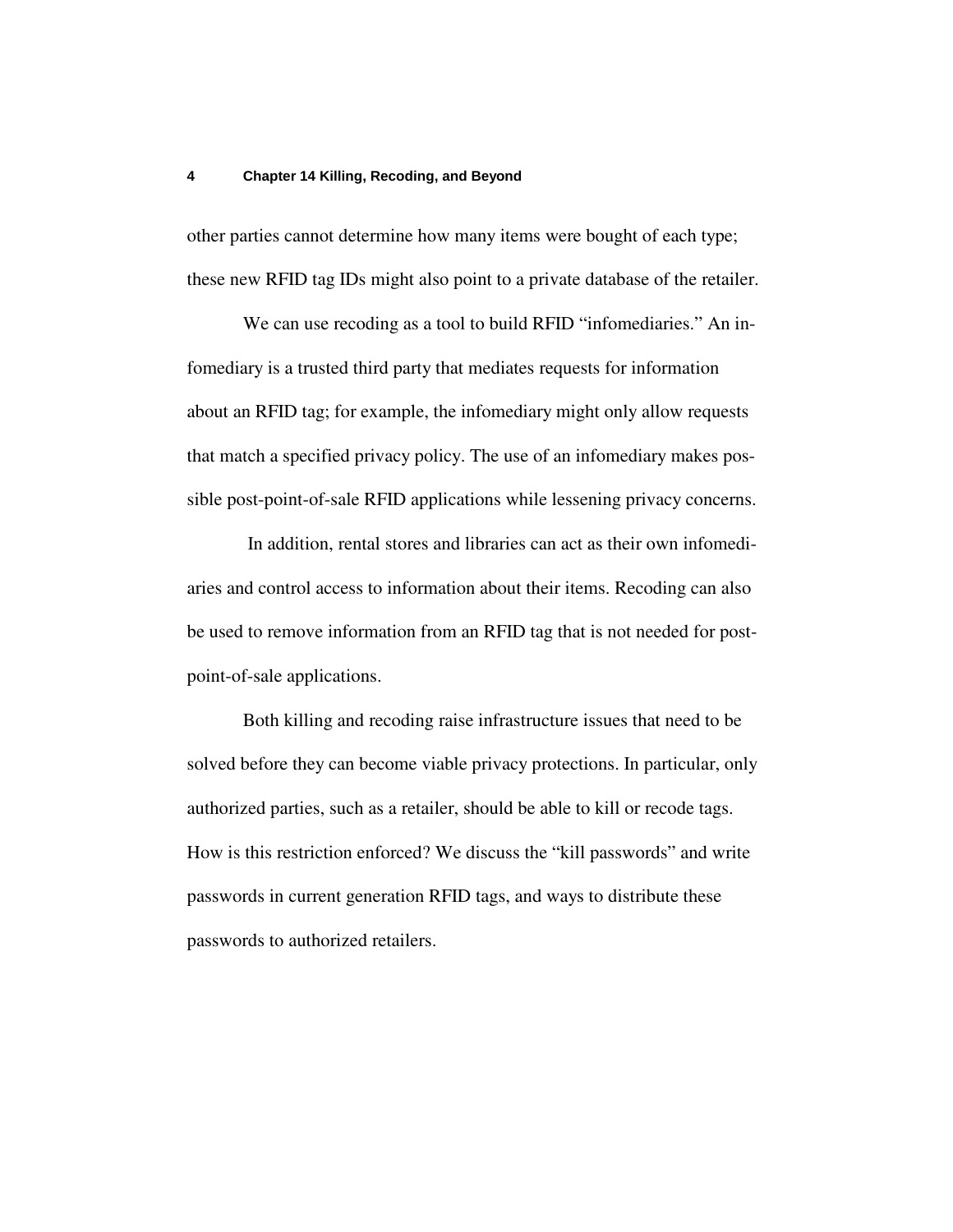other parties cannot determine how many items were bought of each type; these new RFID tag IDs might also point to a private database of the retailer.

We can use recoding as a tool to build RFID "infomediaries." An infomediary is a trusted third party that mediates requests for information about an RFID tag; for example, the infomediary might only allow requests that match a specified privacy policy. The use of an infomediary makes possible post-point-of-sale RFID applications while lessening privacy concerns.

In addition, rental stores and libraries can act as their own infomediaries and control access to information about their items. Recoding can also be used to remove information from an RFID tag that is not needed for post-point-of-sale applications.

Both killing and recoding raise infrastructure issues that need to be solved before they can become viable privacy protections. In particular, only authorized parties, such as a retailer, should be able to kill or recode tags. How is this restriction enforced? We discuss the "kill passwords" and write passwords in current generation RFID tags, and ways to distribute these passwords to authorized retailers.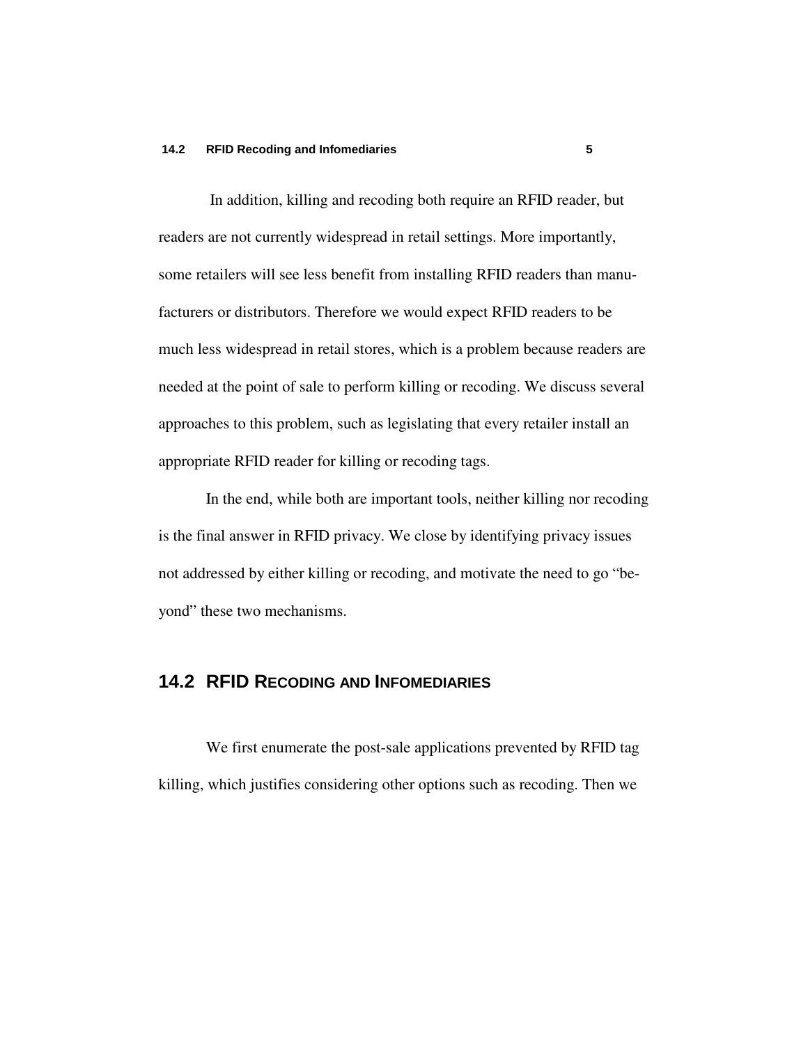In addition, killing and recoding both require an RFID reader, but readers are not currently widespread in retail settings. More importantly, some retailers will see less benefit from installing RFID readers than manufacturers or distributors. Therefore we would expect RFID readers to be much less widespread in retail stores, which is a problem because readers are needed at the point of sale to perform killing or recoding. We discuss several approaches to this problem, such as legislating that every retailer install an appropriate RFID reader for killing or recoding tags.

In the end, while both are important tools, neither killing nor recoding is the final answer in RFID privacy. We close by identifying privacy issues not addressed by either killing or recoding, and motivate the need to go "beyond" these two mechanisms.

## 14.2 RFID RECODING AND INFOMEDIARIES

We first enumerate the post-sale applications prevented by RFID tag killing, which justifies considering other options such as recoding. Then we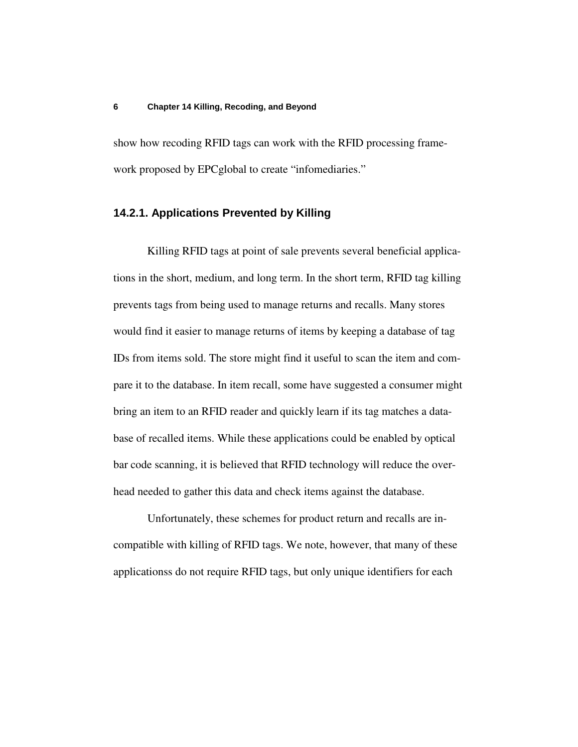show how recoding RFID tags can work with the RFID processing framework proposed by EPCglobal to create "infomediaries."

### 14.2.1. Applications Prevented by Killing

Killing RFID tags at point of sale prevents several beneficial applications in the short, medium, and long term. In the short term, RFID tag killing prevents tags from being used to manage returns and recalls. Many stores would find it easier to manage returns of items by keeping a database of tag IDs from items sold. The store might find it useful to scan the item and compare it to the database. In item recall, some have suggested a consumer might bring an item to an RFID reader and quickly learn if its tag matches a database of recalled items. While these applications could be enabled by optical bar code scanning, it is believed that RFID technology will reduce the overhead needed to gather this data and check items against the database.

Unfortunately, these schemes for product return and recalls are incompatible with killing of RFID tags. We note, however, that many of these applicationss do not require RFID tags, but only unique identifiers for each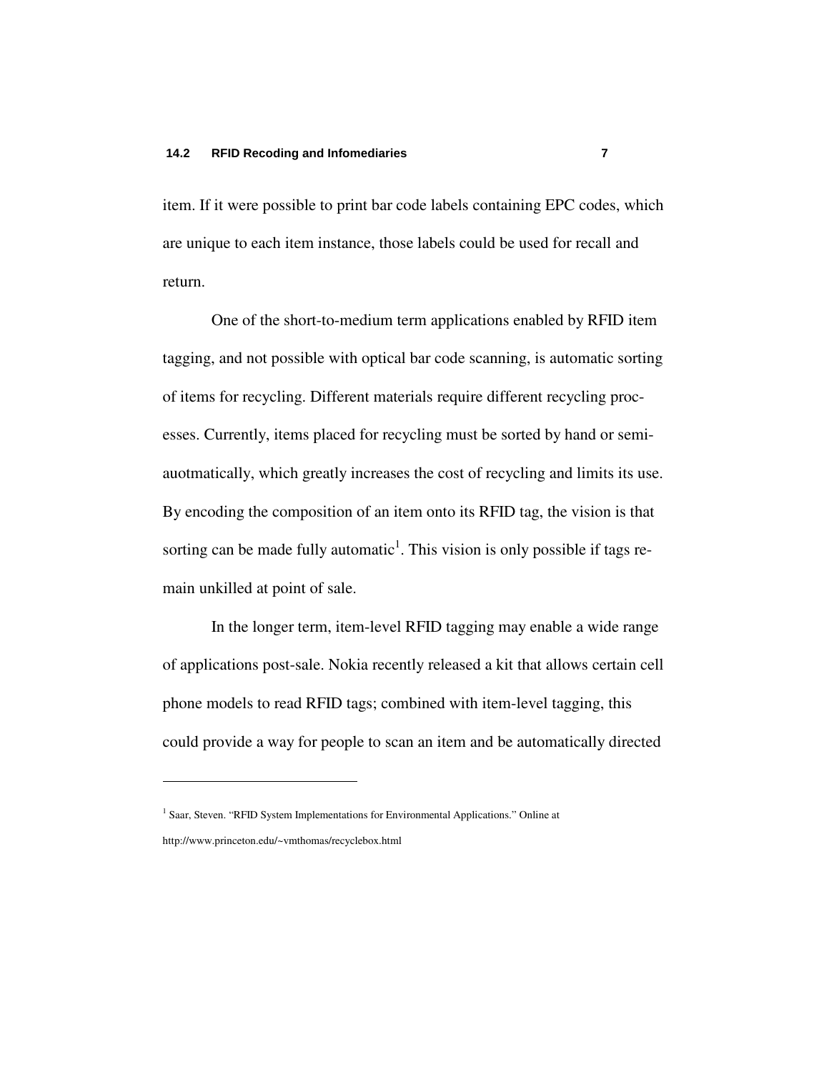item. If it were possible to print bar code labels containing EPC codes, which are unique to each item instance, those labels could be used for recall and return.

One of the short-to-medium term applications enabled by RFID item tagging, and not possible with optical bar code scanning, is automatic sorting of items for recycling. Different materials require different recycling processes. Currently, items placed for recycling must be sorted by hand or semi-auotmatically, which greatly increases the cost of recycling and limits its use. By encoding the composition of an item onto its RFID tag, the vision is that sorting can be made fully automatic[1]. This vision is only possible if tags remain unkilled at point of sale.

In the longer term, item-level RFID tagging may enable a wide range of applications post-sale. Nokia recently released a kit that allows certain cell phone models to read RFID tags; combined with item-level tagging, this could provide a way for people to scan an item and be automatically directed

---

[1] Saar, Steven. "RFID System Implementations for Environmental Applications." Online at http://www.princeton.edu/~vmthomas/recyclebox.html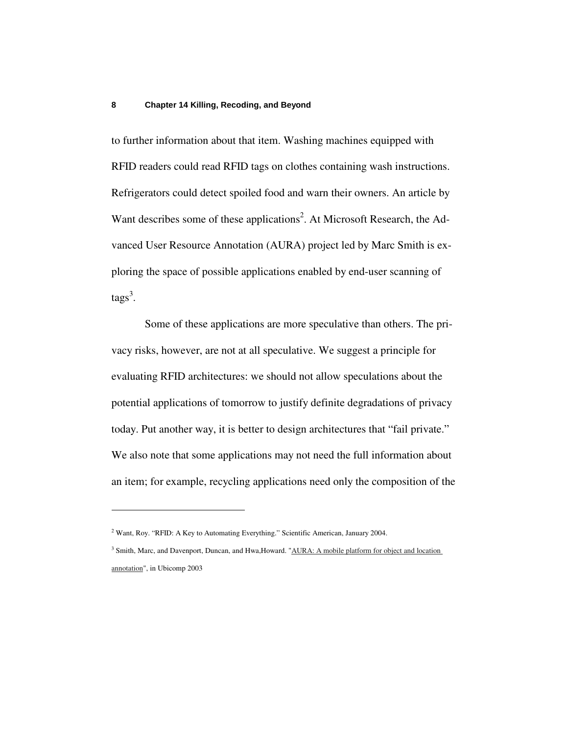to further information about that item. Washing machines equipped with RFID readers could read RFID tags on clothes containing wash instructions. Refrigerators could detect spoiled food and warn their owners. An article by Want describes some of these applications[2]. At Microsoft Research, the Advanced User Resource Annotation (AURA) project led by Marc Smith is exploring the space of possible applications enabled by end-user scanning of tags[3].

Some of these applications are more speculative than others. The privacy risks, however, are not at all speculative. We suggest a principle for evaluating RFID architectures: we should not allow speculations about the potential applications of tomorrow to justify definite degradations of privacy today. Put another way, it is better to design architectures that "fail private." We also note that some applications may not need the full information about an item; for example, recycling applications need only the composition of the

---

[2] Want, Roy. "RFID: A Key to Automating Everything." Scientific American, January 2004.

[3] Smith, Marc, and Davenport, Duncan, and Hwa,Howard. "AURA: A mobile platform for object and location annotation", in Ubicomp 2003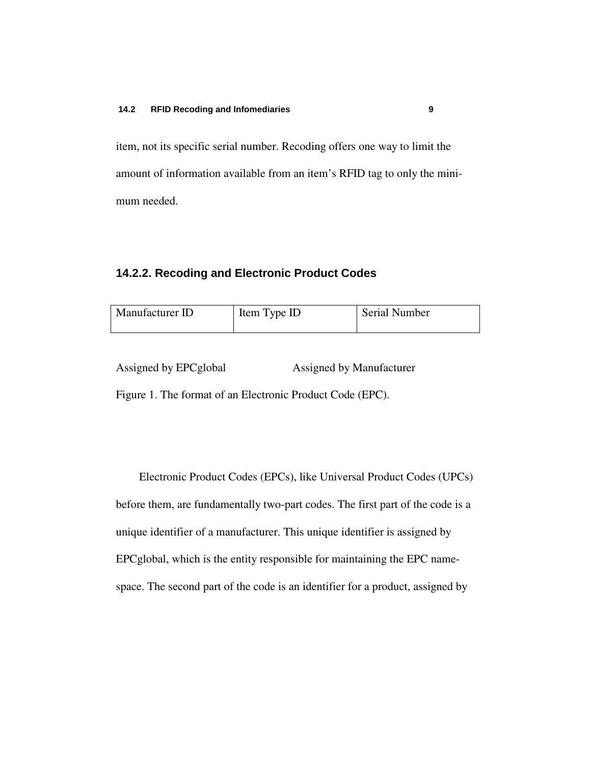item, not its specific serial number. Recoding offers one way to limit the amount of information available from an item's RFID tag to only the minimum needed.

### 14.2.2. Recoding and Electronic Product Codes

| Manufacturer ID | Item Type ID | Serial Number |
|---|---|---|

Assigned by EPCglobal Assigned by Manufacturer

Figure 1. The format of an Electronic Product Code (EPC).

Electronic Product Codes (EPCs), like Universal Product Codes (UPCs) before them, are fundamentally two-part codes. The first part of the code is a unique identifier of a manufacturer. This unique identifier is assigned by EPCglobal, which is the entity responsible for maintaining the EPC namespace. The second part of the code is an identifier for a product, assigned by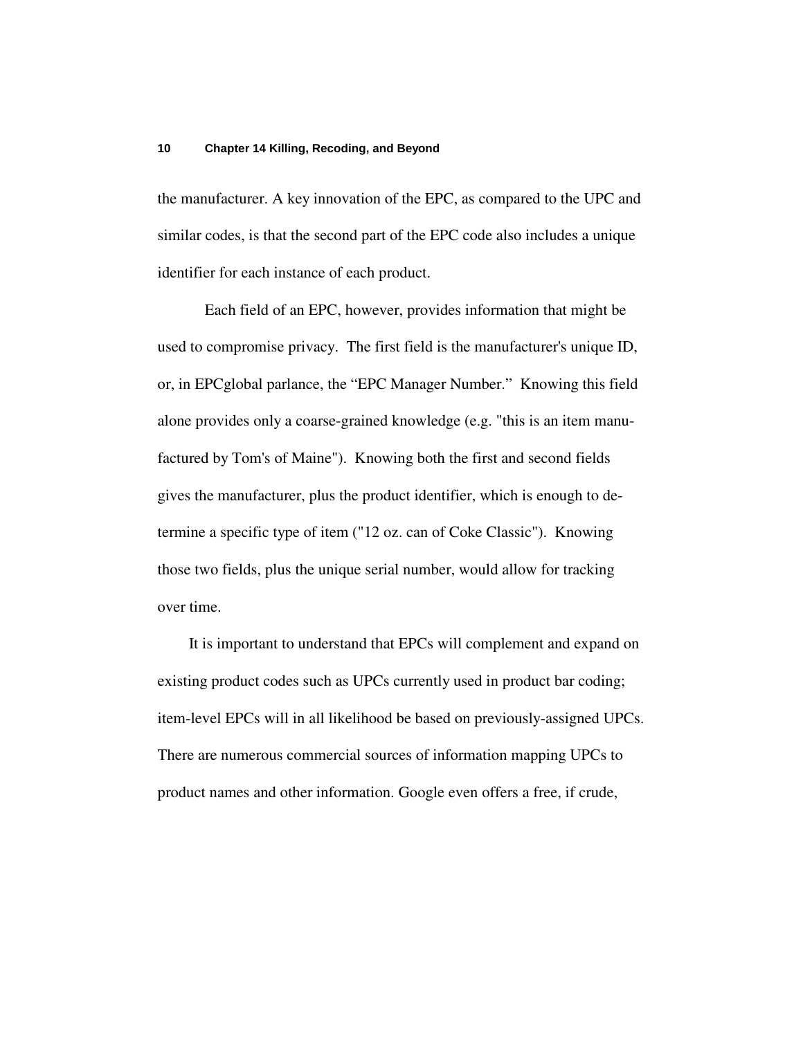the manufacturer. A key innovation of the EPC, as compared to the UPC and similar codes, is that the second part of the EPC code also includes a unique identifier for each instance of each product.

Each field of an EPC, however, provides information that might be used to compromise privacy. The first field is the manufacturer's unique ID, or, in EPCglobal parlance, the "EPC Manager Number." Knowing this field alone provides only a coarse-grained knowledge (e.g. "this is an item manufactured by Tom's of Maine"). Knowing both the first and second fields gives the manufacturer, plus the product identifier, which is enough to determine a specific type of item ("12 oz. can of Coke Classic"). Knowing those two fields, plus the unique serial number, would allow for tracking over time.

It is important to understand that EPCs will complement and expand on existing product codes such as UPCs currently used in product bar coding; item-level EPCs will in all likelihood be based on previously-assigned UPCs. There are numerous commercial sources of information mapping UPCs to product names and other information. Google even offers a free, if crude,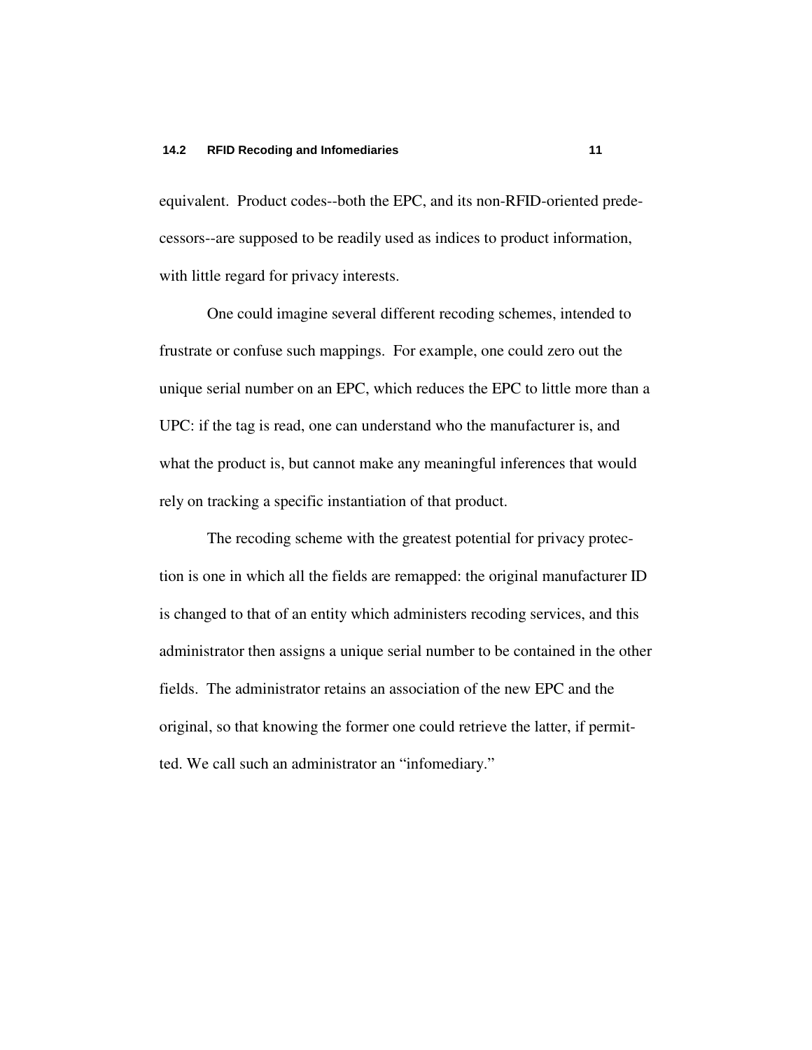equivalent.  Product codes--both the EPC, and its non-RFID-oriented predecessors--are supposed to be readily used as indices to product information, with little regard for privacy interests.

One could imagine several different recoding schemes, intended to frustrate or confuse such mappings.  For example, one could zero out the unique serial number on an EPC, which reduces the EPC to little more than a UPC: if the tag is read, one can understand who the manufacturer is, and what the product is, but cannot make any meaningful inferences that would rely on tracking a specific instantiation of that product.

The recoding scheme with the greatest potential for privacy protection is one in which all the fields are remapped: the original manufacturer ID is changed to that of an entity which administers recoding services, and this administrator then assigns a unique serial number to be contained in the other fields.  The administrator retains an association of the new EPC and the original, so that knowing the former one could retrieve the latter, if permitted. We call such an administrator an "infomediary."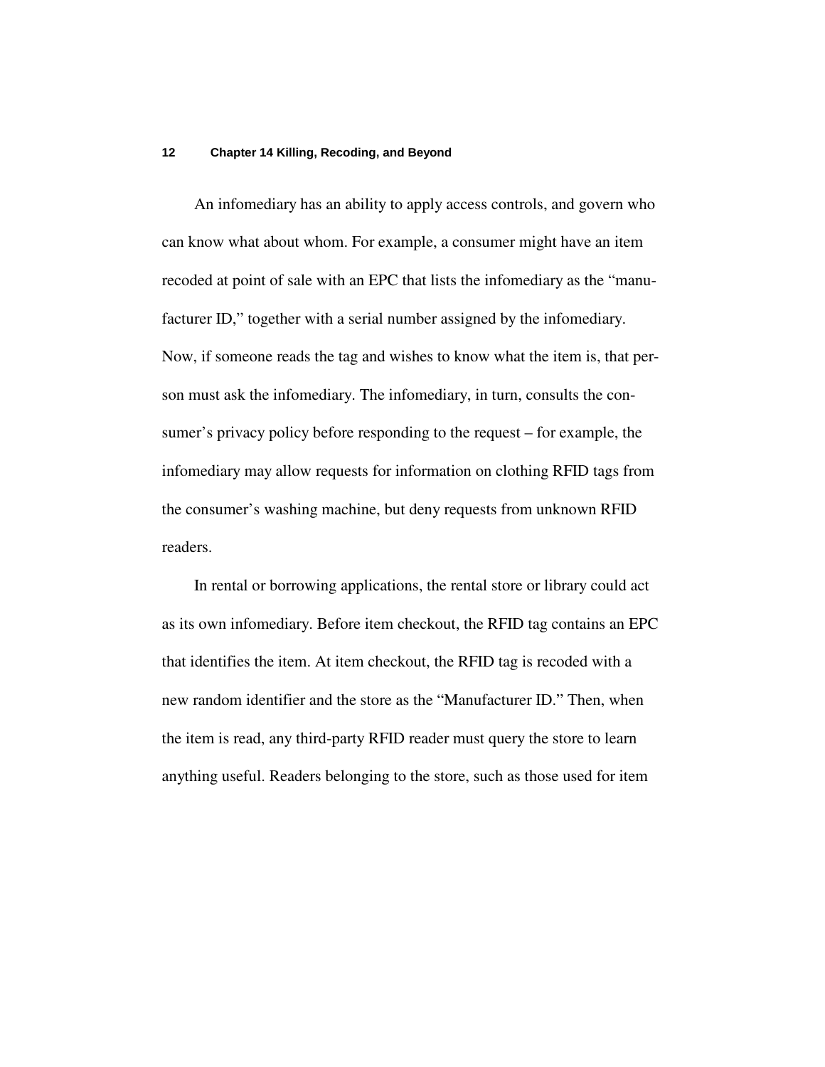An infomediary has an ability to apply access controls, and govern who can know what about whom. For example, a consumer might have an item recoded at point of sale with an EPC that lists the infomediary as the "manufacturer ID," together with a serial number assigned by the infomediary. Now, if someone reads the tag and wishes to know what the item is, that person must ask the infomediary. The infomediary, in turn, consults the consumer's privacy policy before responding to the request – for example, the infomediary may allow requests for information on clothing RFID tags from the consumer's washing machine, but deny requests from unknown RFID readers.

In rental or borrowing applications, the rental store or library could act as its own infomediary. Before item checkout, the RFID tag contains an EPC that identifies the item. At item checkout, the RFID tag is recoded with a new random identifier and the store as the "Manufacturer ID." Then, when the item is read, any third-party RFID reader must query the store to learn anything useful. Readers belonging to the store, such as those used for item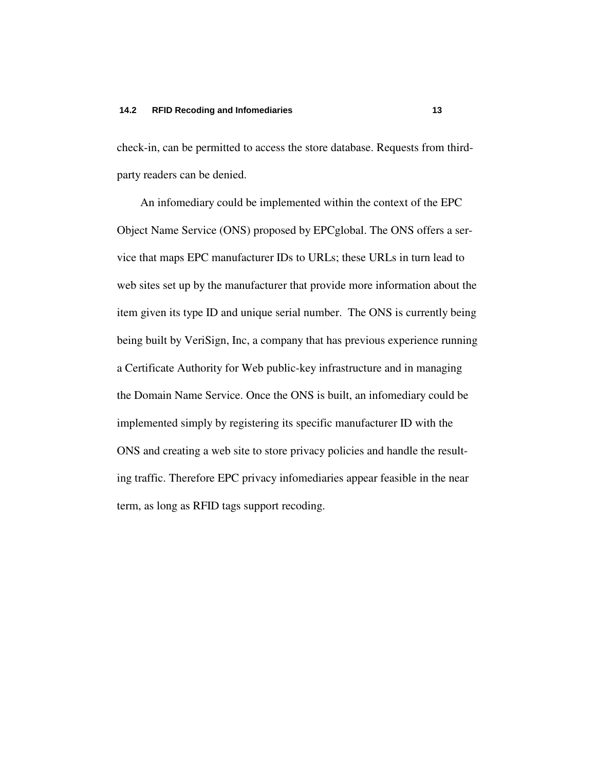check-in, can be permitted to access the store database. Requests from third-party readers can be denied.

An infomediary could be implemented within the context of the EPC Object Name Service (ONS) proposed by EPCglobal. The ONS offers a service that maps EPC manufacturer IDs to URLs; these URLs in turn lead to web sites set up by the manufacturer that provide more information about the item given its type ID and unique serial number.  The ONS is currently being being built by VeriSign, Inc, a company that has previous experience running a Certificate Authority for Web public-key infrastructure and in managing the Domain Name Service. Once the ONS is built, an infomediary could be implemented simply by registering its specific manufacturer ID with the ONS and creating a web site to store privacy policies and handle the resulting traffic. Therefore EPC privacy infomediaries appear feasible in the near term, as long as RFID tags support recoding.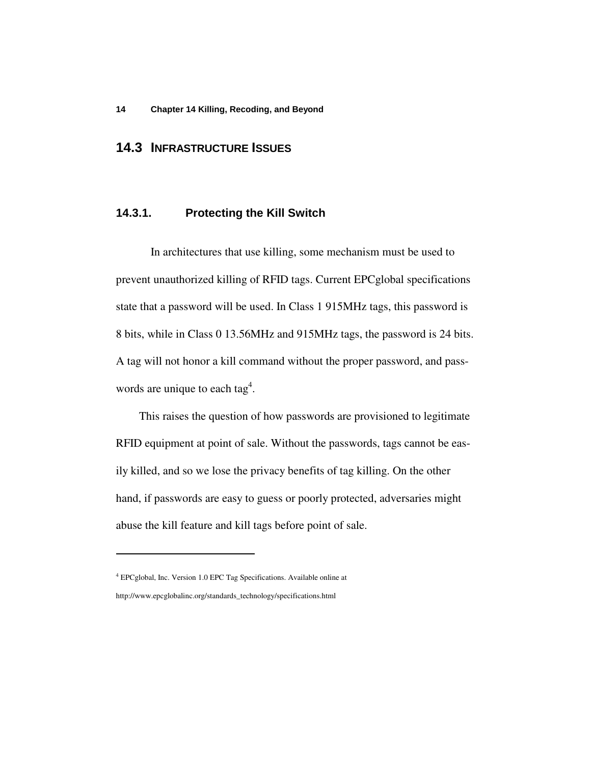## 14.3 INFRASTRUCTURE ISSUES

### 14.3.1. Protecting the Kill Switch

In architectures that use killing, some mechanism must be used to prevent unauthorized killing of RFID tags. Current EPCglobal specifications state that a password will be used. In Class 1 915MHz tags, this password is 8 bits, while in Class 0 13.56MHz and 915MHz tags, the password is 24 bits. A tag will not honor a kill command without the proper password, and passwords are unique to each tag[4].

This raises the question of how passwords are provisioned to legitimate RFID equipment at point of sale. Without the passwords, tags cannot be easily killed, and so we lose the privacy benefits of tag killing. On the other hand, if passwords are easy to guess or poorly protected, adversaries might abuse the kill feature and kill tags before point of sale.

---

[4] EPCglobal, Inc. Version 1.0 EPC Tag Specifications. Available online at http://www.epcglobalinc.org/standards_technology/specifications.html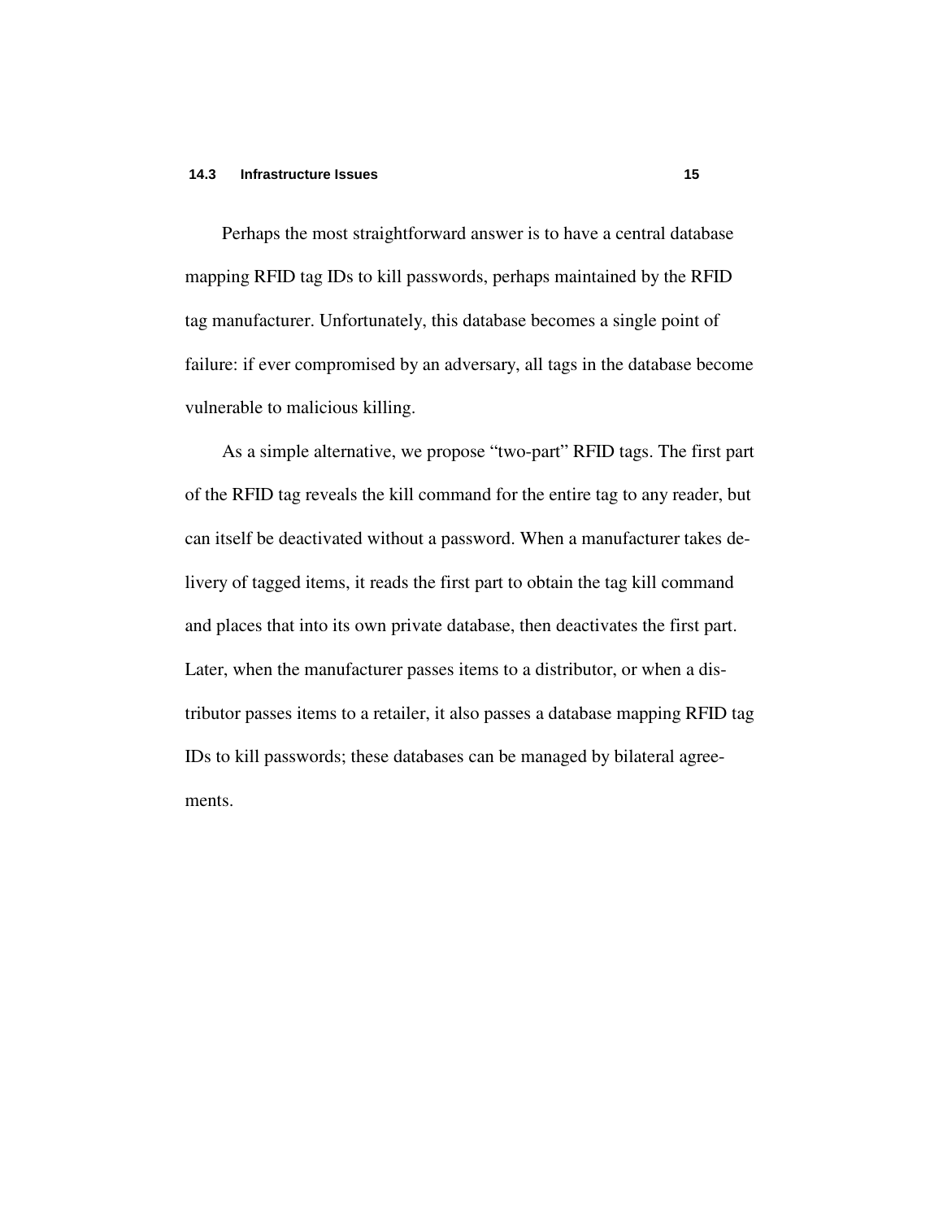Perhaps the most straightforward answer is to have a central database mapping RFID tag IDs to kill passwords, perhaps maintained by the RFID tag manufacturer. Unfortunately, this database becomes a single point of failure: if ever compromised by an adversary, all tags in the database become vulnerable to malicious killing.

As a simple alternative, we propose "two-part" RFID tags. The first part of the RFID tag reveals the kill command for the entire tag to any reader, but can itself be deactivated without a password. When a manufacturer takes delivery of tagged items, it reads the first part to obtain the tag kill command and places that into its own private database, then deactivates the first part. Later, when the manufacturer passes items to a distributor, or when a distributor passes items to a retailer, it also passes a database mapping RFID tag IDs to kill passwords; these databases can be managed by bilateral agreements.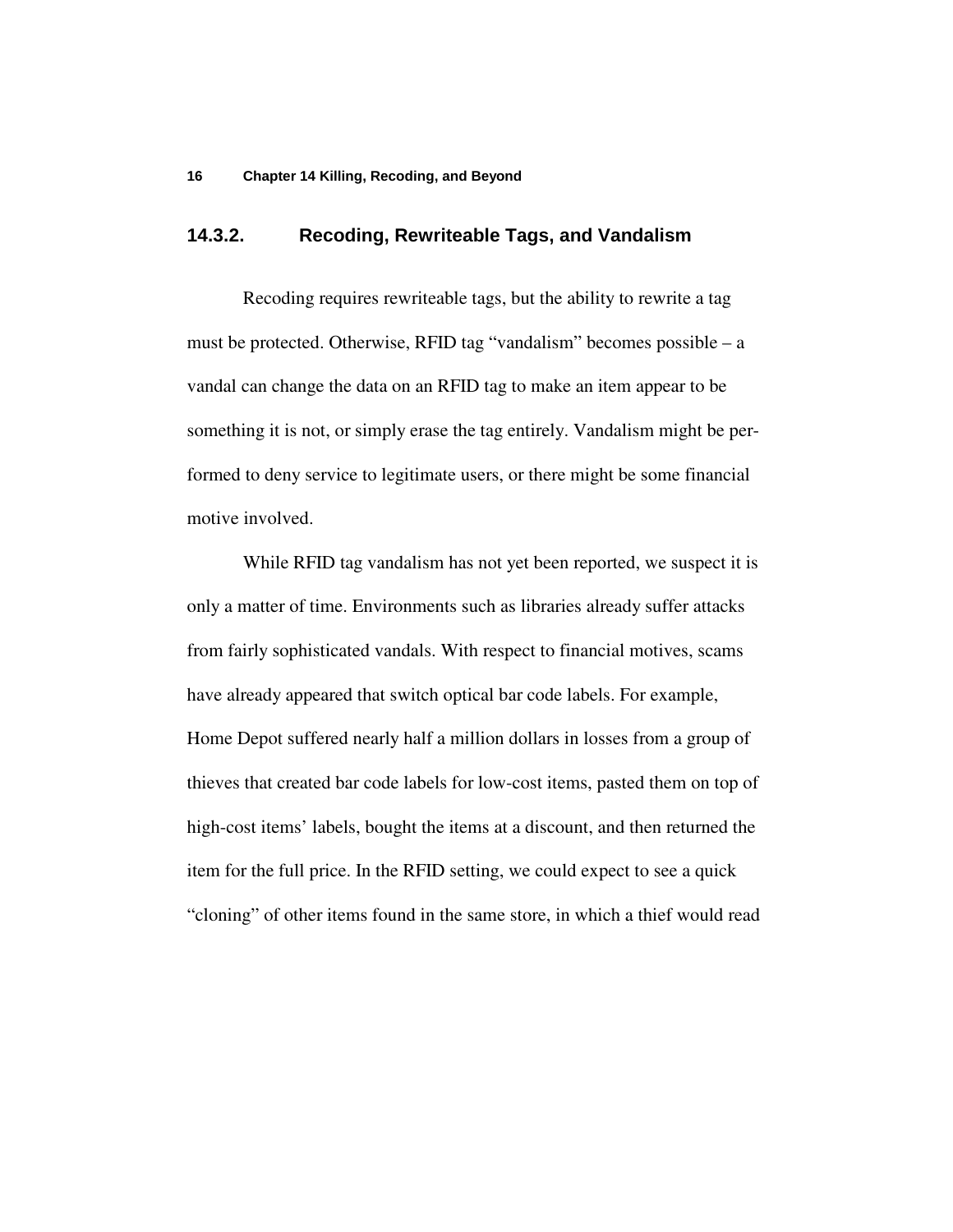### 14.3.2. Recoding, Rewriteable Tags, and Vandalism

Recoding requires rewriteable tags, but the ability to rewrite a tag must be protected. Otherwise, RFID tag "vandalism" becomes possible – a vandal can change the data on an RFID tag to make an item appear to be something it is not, or simply erase the tag entirely. Vandalism might be performed to deny service to legitimate users, or there might be some financial motive involved.

While RFID tag vandalism has not yet been reported, we suspect it is only a matter of time. Environments such as libraries already suffer attacks from fairly sophisticated vandals. With respect to financial motives, scams have already appeared that switch optical bar code labels. For example, Home Depot suffered nearly half a million dollars in losses from a group of thieves that created bar code labels for low-cost items, pasted them on top of high-cost items' labels, bought the items at a discount, and then returned the item for the full price. In the RFID setting, we could expect to see a quick "cloning" of other items found in the same store, in which a thief would read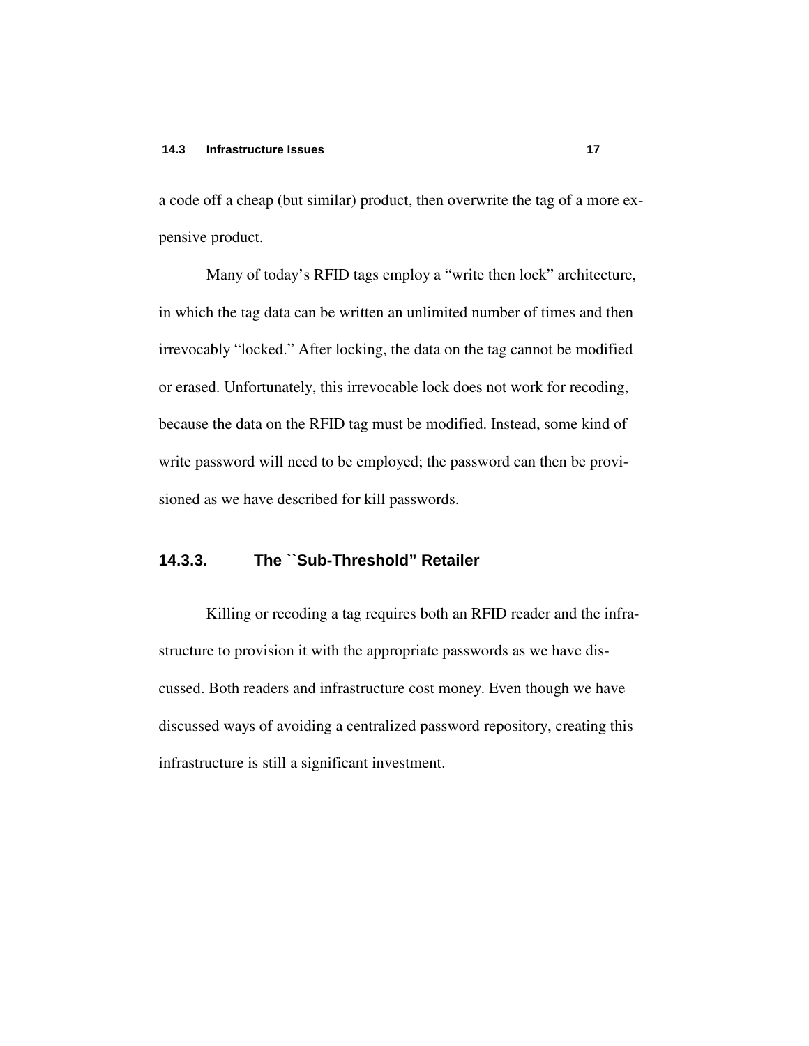a code off a cheap (but similar) product, then overwrite the tag of a more expensive product.

Many of today's RFID tags employ a "write then lock" architecture, in which the tag data can be written an unlimited number of times and then irrevocably "locked." After locking, the data on the tag cannot be modified or erased. Unfortunately, this irrevocable lock does not work for recoding, because the data on the RFID tag must be modified. Instead, some kind of write password will need to be employed; the password can then be provisioned as we have described for kill passwords.

### 14.3.3. The ``Sub-Threshold" Retailer

Killing or recoding a tag requires both an RFID reader and the infrastructure to provision it with the appropriate passwords as we have discussed. Both readers and infrastructure cost money. Even though we have discussed ways of avoiding a centralized password repository, creating this infrastructure is still a significant investment.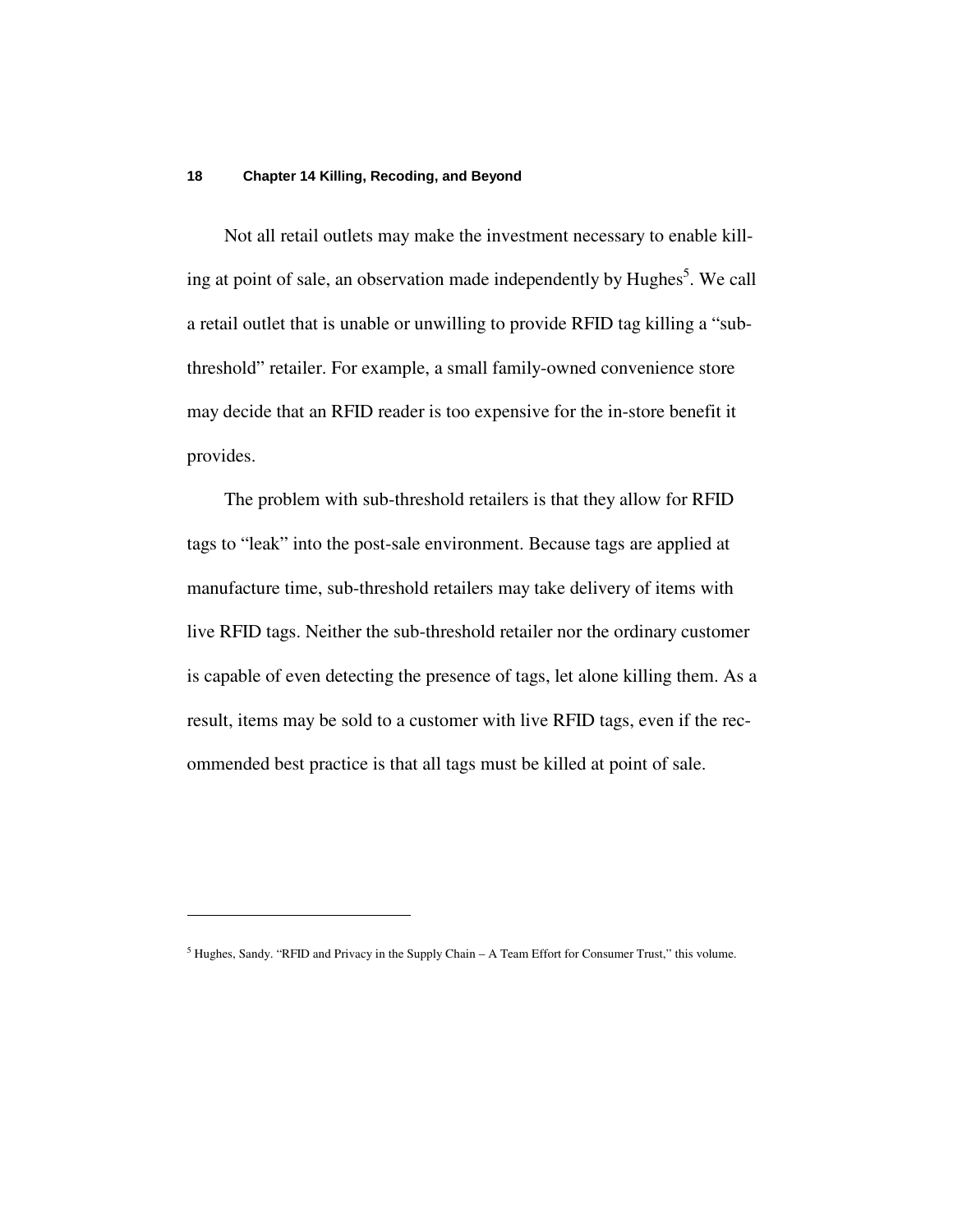Not all retail outlets may make the investment necessary to enable killing at point of sale, an observation made independently by Hughes[5]. We call a retail outlet that is unable or unwilling to provide RFID tag killing a "sub-threshold" retailer. For example, a small family-owned convenience store may decide that an RFID reader is too expensive for the in-store benefit it provides.

The problem with sub-threshold retailers is that they allow for RFID tags to "leak" into the post-sale environment. Because tags are applied at manufacture time, sub-threshold retailers may take delivery of items with live RFID tags. Neither the sub-threshold retailer nor the ordinary customer is capable of even detecting the presence of tags, let alone killing them. As a result, items may be sold to a customer with live RFID tags, even if the recommended best practice is that all tags must be killed at point of sale.

---

[5] Hughes, Sandy. "RFID and Privacy in the Supply Chain – A Team Effort for Consumer Trust," this volume.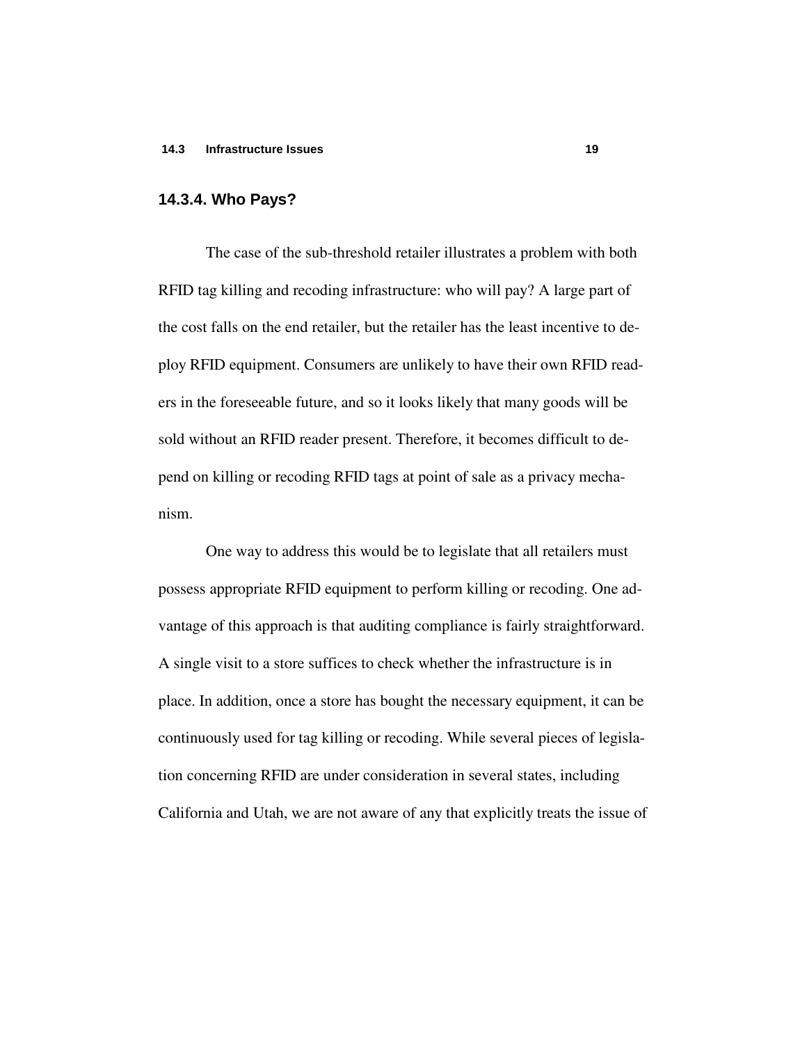### 14.3.4. Who Pays?

The case of the sub-threshold retailer illustrates a problem with both RFID tag killing and recoding infrastructure: who will pay? A large part of the cost falls on the end retailer, but the retailer has the least incentive to deploy RFID equipment. Consumers are unlikely to have their own RFID readers in the foreseeable future, and so it looks likely that many goods will be sold without an RFID reader present. Therefore, it becomes difficult to depend on killing or recoding RFID tags at point of sale as a privacy mechanism.

One way to address this would be to legislate that all retailers must possess appropriate RFID equipment to perform killing or recoding. One advantage of this approach is that auditing compliance is fairly straightforward. A single visit to a store suffices to check whether the infrastructure is in place. In addition, once a store has bought the necessary equipment, it can be continuously used for tag killing or recoding. While several pieces of legislation concerning RFID are under consideration in several states, including California and Utah, we are not aware of any that explicitly treats the issue of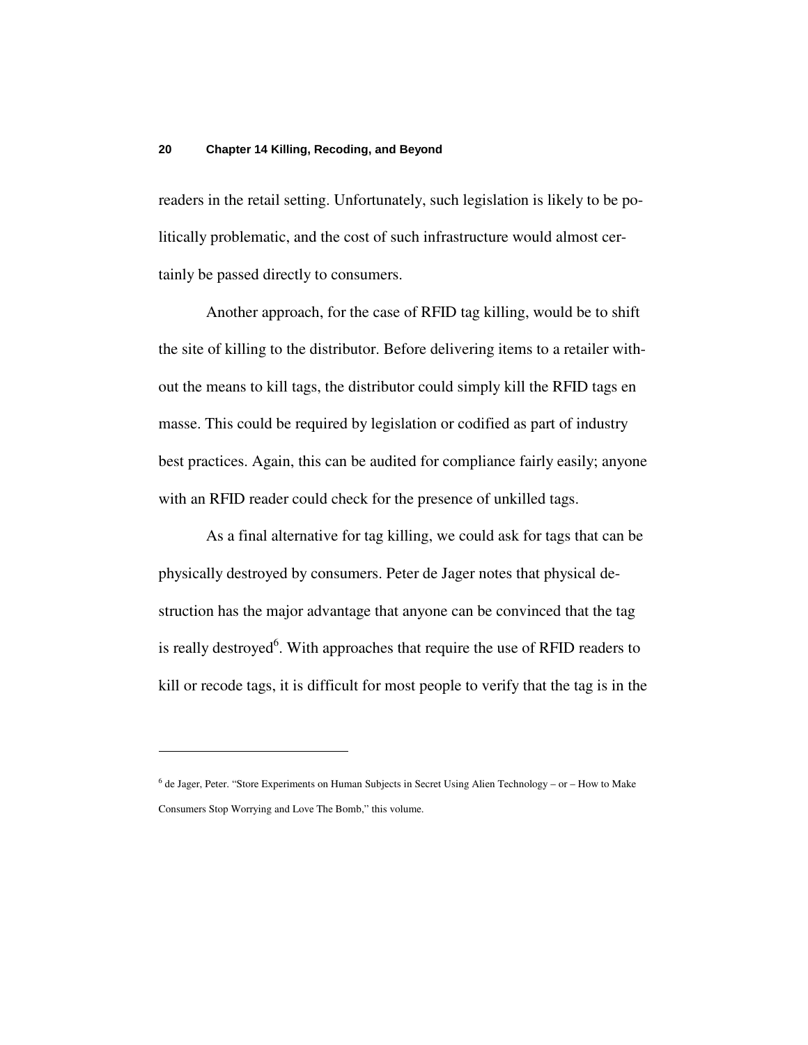readers in the retail setting. Unfortunately, such legislation is likely to be politically problematic, and the cost of such infrastructure would almost certainly be passed directly to consumers.

Another approach, for the case of RFID tag killing, would be to shift the site of killing to the distributor. Before delivering items to a retailer without the means to kill tags, the distributor could simply kill the RFID tags en masse. This could be required by legislation or codified as part of industry best practices. Again, this can be audited for compliance fairly easily; anyone with an RFID reader could check for the presence of unkilled tags.

As a final alternative for tag killing, we could ask for tags that can be physically destroyed by consumers. Peter de Jager notes that physical destruction has the major advantage that anyone can be convinced that the tag is really destroyed[6]. With approaches that require the use of RFID readers to kill or recode tags, it is difficult for most people to verify that the tag is in the

---

[6] de Jager, Peter. "Store Experiments on Human Subjects in Secret Using Alien Technology – or – How to Make Consumers Stop Worrying and Love The Bomb," this volume.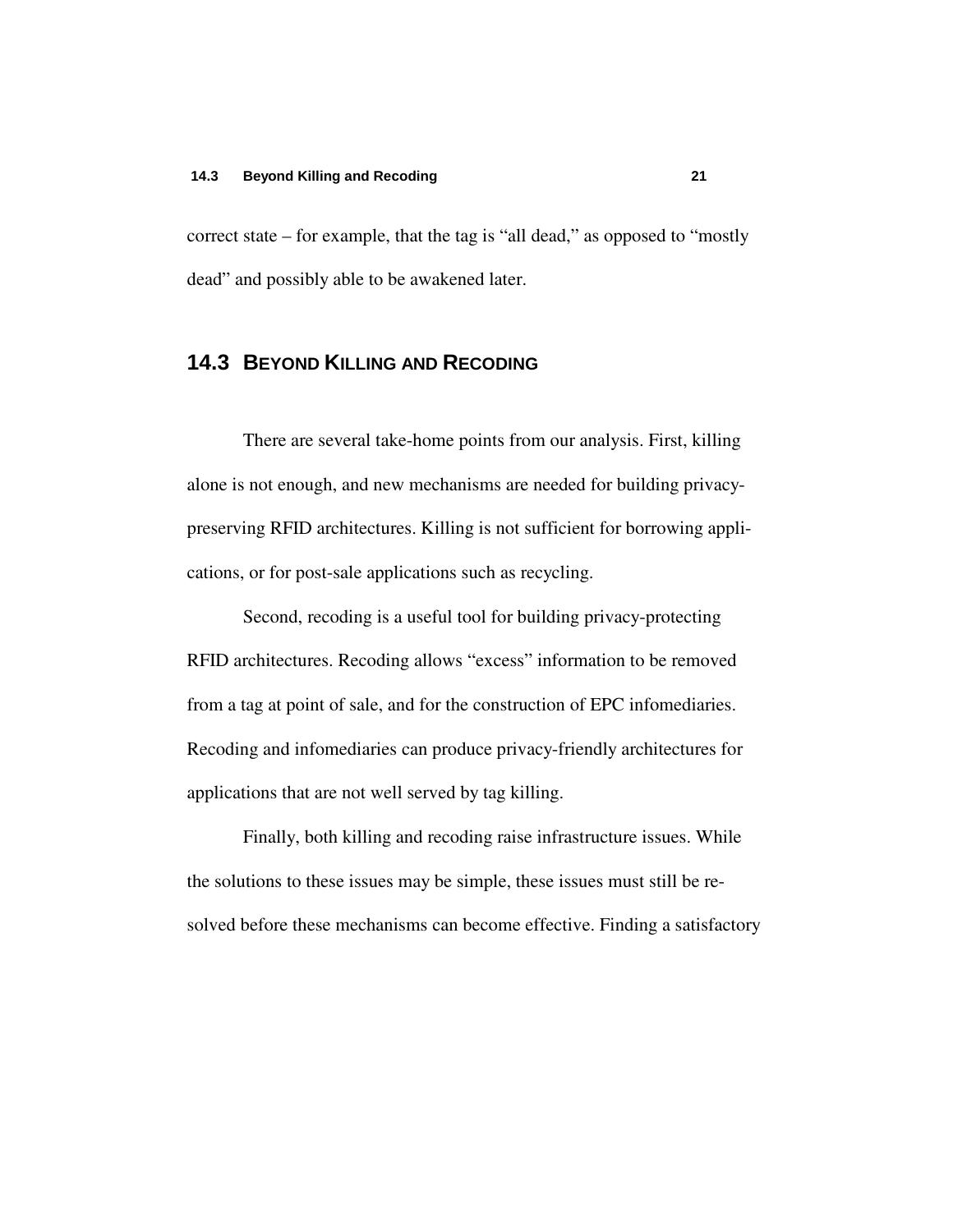correct state – for example, that the tag is "all dead," as opposed to "mostly dead" and possibly able to be awakened later.

## 14.3 Beyond Killing and Recoding

There are several take-home points from our analysis. First, killing alone is not enough, and new mechanisms are needed for building privacy-preserving RFID architectures. Killing is not sufficient for borrowing applications, or for post-sale applications such as recycling.

Second, recoding is a useful tool for building privacy-protecting RFID architectures. Recoding allows "excess" information to be removed from a tag at point of sale, and for the construction of EPC infomediaries. Recoding and infomediaries can produce privacy-friendly architectures for applications that are not well served by tag killing.

Finally, both killing and recoding raise infrastructure issues. While the solutions to these issues may be simple, these issues must still be resolved before these mechanisms can become effective. Finding a satisfactory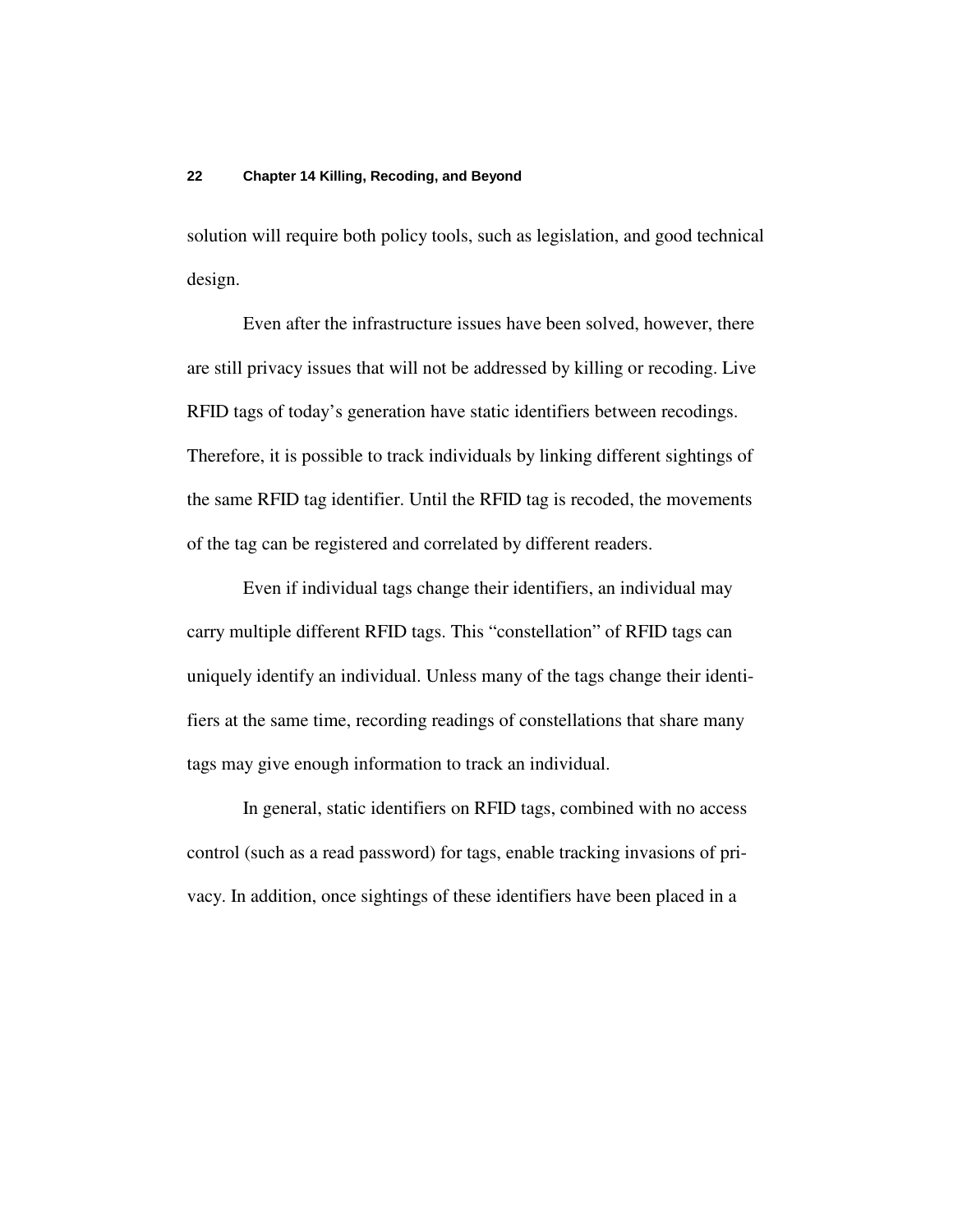solution will require both policy tools, such as legislation, and good technical design.

Even after the infrastructure issues have been solved, however, there are still privacy issues that will not be addressed by killing or recoding. Live RFID tags of today's generation have static identifiers between recodings. Therefore, it is possible to track individuals by linking different sightings of the same RFID tag identifier. Until the RFID tag is recoded, the movements of the tag can be registered and correlated by different readers.

Even if individual tags change their identifiers, an individual may carry multiple different RFID tags. This "constellation" of RFID tags can uniquely identify an individual. Unless many of the tags change their identifiers at the same time, recording readings of constellations that share many tags may give enough information to track an individual.

In general, static identifiers on RFID tags, combined with no access control (such as a read password) for tags, enable tracking invasions of privacy. In addition, once sightings of these identifiers have been placed in a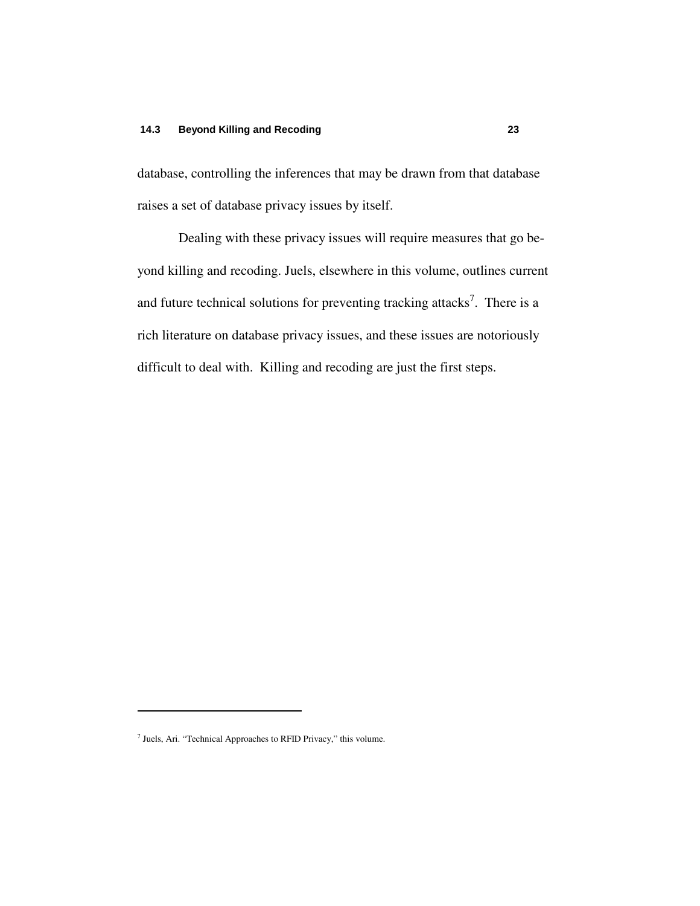database, controlling the inferences that may be drawn from that database raises a set of database privacy issues by itself.

Dealing with these privacy issues will require measures that go beyond killing and recoding. Juels, elsewhere in this volume, outlines current and future technical solutions for preventing tracking attacks[7]. There is a rich literature on database privacy issues, and these issues are notoriously difficult to deal with. Killing and recoding are just the first steps.

---

[7] Juels, Ari. "Technical Approaches to RFID Privacy," this volume.